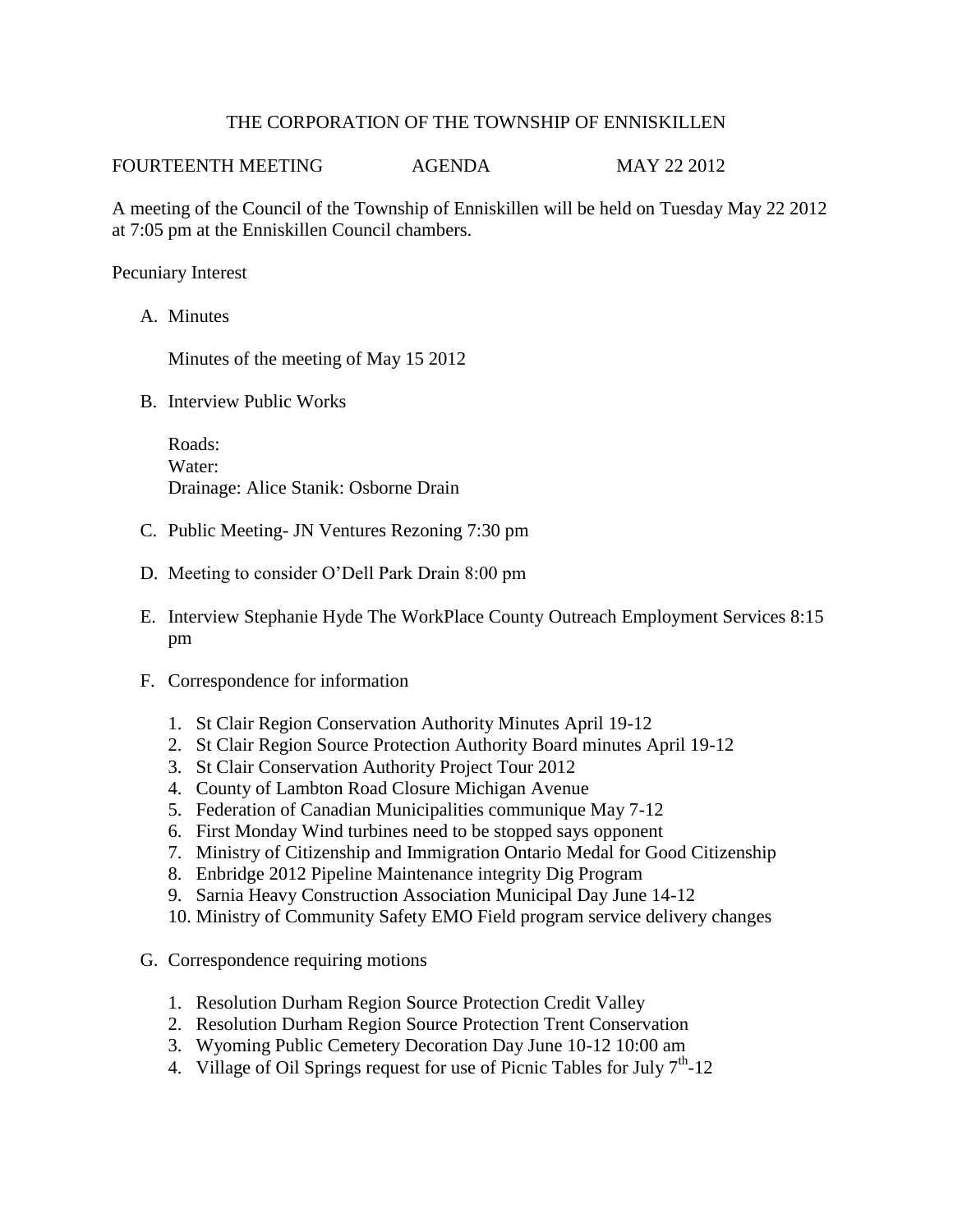# THE CORPORATION OF THE TOWNSHIP OF ENNISKILLEN

FOURTEENTH MEETING AGENDA MAY 22 2012

A meeting of the Council of the Township of Enniskillen will be held on Tuesday May 22 2012 at 7:05 pm at the Enniskillen Council chambers.

Pecuniary Interest

A. Minutes

   Minutes of the meeting of May 15 2012

B. Interview Public Works

   Roads:
   Water:
   Drainage: Alice Stanik: Osborne Drain

C. Public Meeting- JN Ventures Rezoning 7:30 pm

D. Meeting to consider O'Dell Park Drain 8:00 pm

E. Interview Stephanie Hyde The WorkPlace County Outreach Employment Services 8:15 pm

F. Correspondence for information

   1. St Clair Region Conservation Authority Minutes April 19-12
   2. St Clair Region Source Protection Authority Board minutes April 19-12
   3. St Clair Conservation Authority Project Tour 2012
   4. County of Lambton Road Closure Michigan Avenue
   5. Federation of Canadian Municipalities communique May 7-12
   6. First Monday Wind turbines need to be stopped says opponent
   7. Ministry of Citizenship and Immigration Ontario Medal for Good Citizenship
   8. Enbridge 2012 Pipeline Maintenance integrity Dig Program
   9. Sarnia Heavy Construction Association Municipal Day June 14-12
   10. Ministry of Community Safety EMO Field program service delivery changes

G. Correspondence requiring motions

   1. Resolution Durham Region Source Protection Credit Valley
   2. Resolution Durham Region Source Protection Trent Conservation
   3. Wyoming Public Cemetery Decoration Day June 10-12 10:00 am
   4. Village of Oil Springs request for use of Picnic Tables for July 7th-12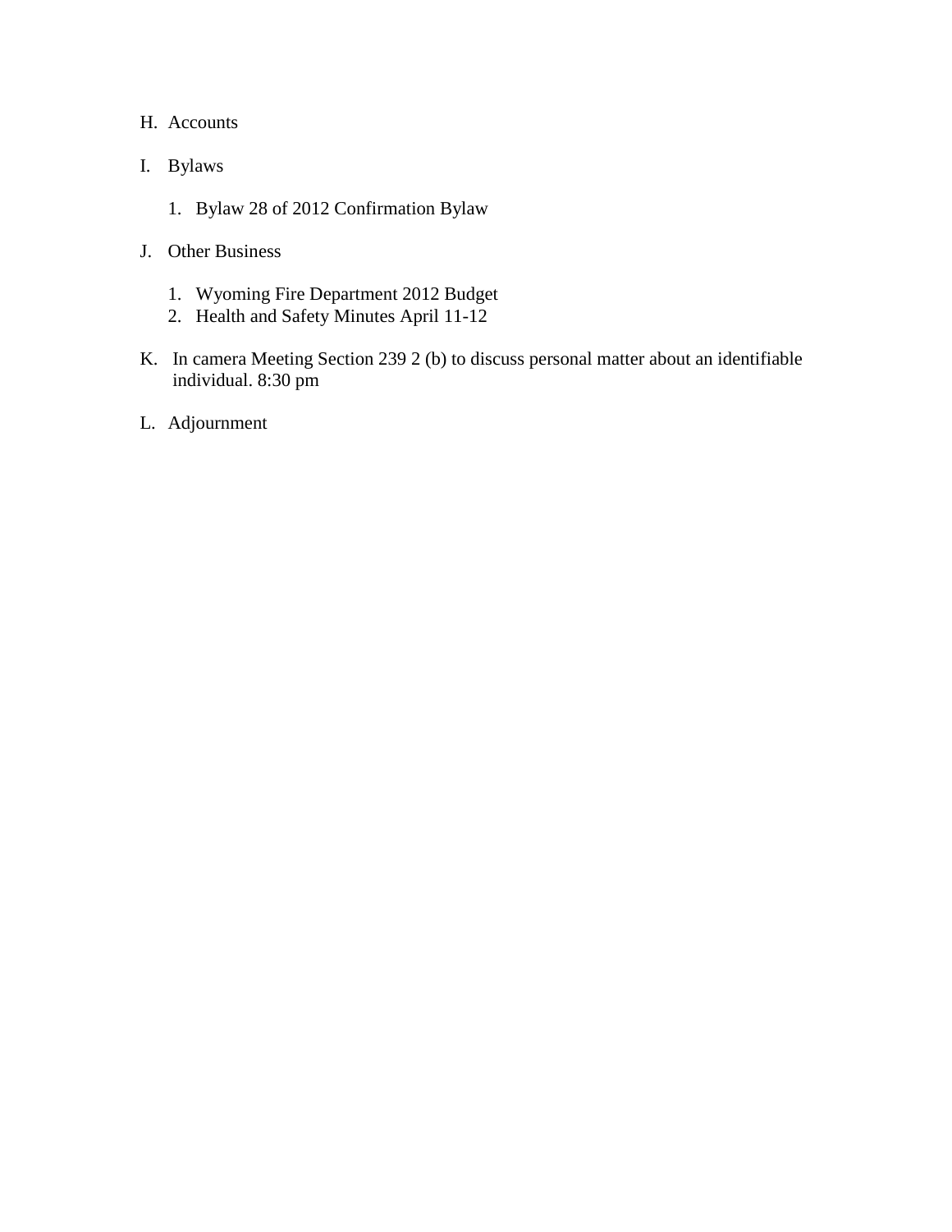H. Accounts

I. Bylaws

   1. Bylaw 28 of 2012 Confirmation Bylaw

J. Other Business

   1. Wyoming Fire Department 2012 Budget
   2. Health and Safety Minutes April 11-12

K. In camera Meeting Section 239 2 (b) to discuss personal matter about an identifiable individual. 8:30 pm

L. Adjournment